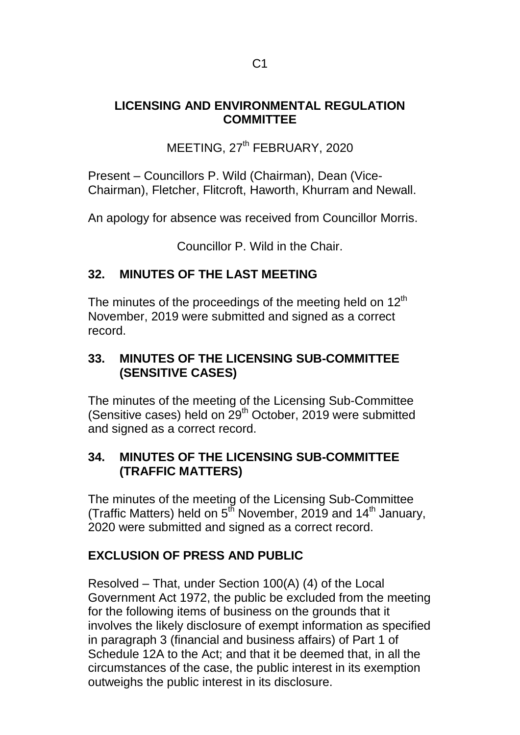# LICENSING AND ENVIRONMENTAL REGULATION COMMITTEE

MEETING, 27th FEBRUARY, 2020

Present – Councillors P. Wild (Chairman), Dean (Vice-Chairman), Fletcher, Flitcroft, Haworth, Khurram and Newall.

An apology for absence was received from Councillor Morris.

Councillor P. Wild in the Chair.

## 32. MINUTES OF THE LAST MEETING

The minutes of the proceedings of the meeting held on 12th November, 2019 were submitted and signed as a correct record.

## 33. MINUTES OF THE LICENSING SUB-COMMITTEE (SENSITIVE CASES)

The minutes of the meeting of the Licensing Sub-Committee (Sensitive cases) held on 29th October, 2019 were submitted and signed as a correct record.

## 34. MINUTES OF THE LICENSING SUB-COMMITTEE (TRAFFIC MATTERS)

The minutes of the meeting of the Licensing Sub-Committee (Traffic Matters) held on 5th November, 2019 and 14th January, 2020 were submitted and signed as a correct record.

## EXCLUSION OF PRESS AND PUBLIC

Resolved – That, under Section 100(A) (4) of the Local Government Act 1972, the public be excluded from the meeting for the following items of business on the grounds that it involves the likely disclosure of exempt information as specified in paragraph 3 (financial and business affairs) of Part 1 of Schedule 12A to the Act; and that it be deemed that, in all the circumstances of the case, the public interest in its exemption outweighs the public interest in its disclosure.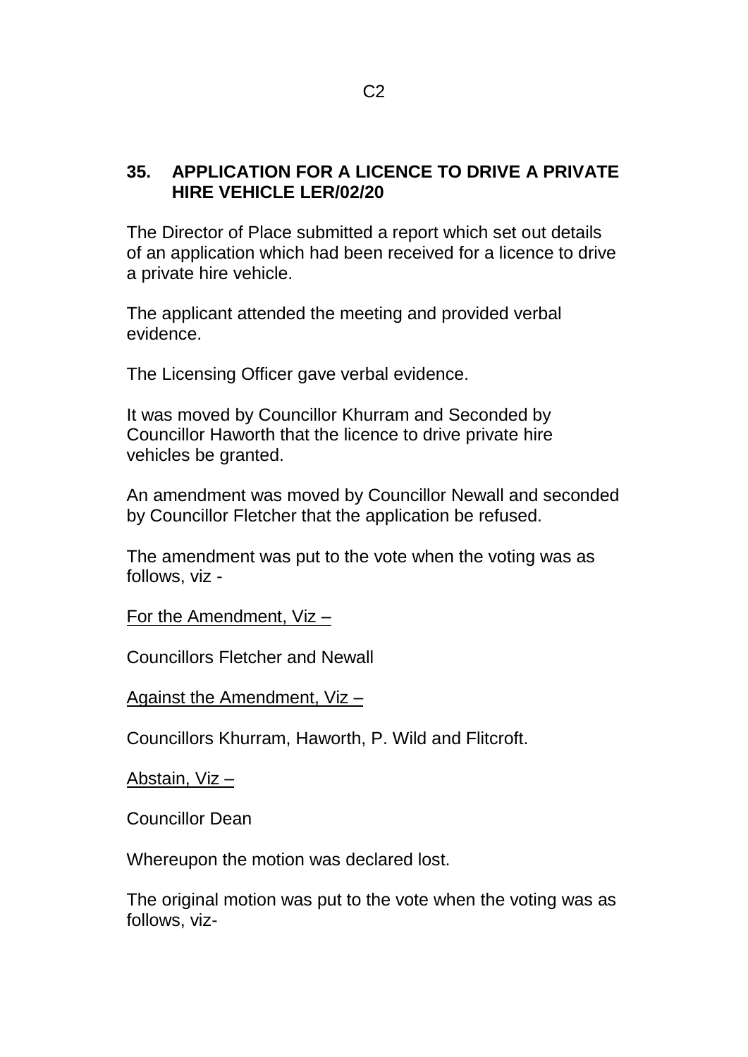## 35. APPLICATION FOR A LICENCE TO DRIVE A PRIVATE HIRE VEHICLE LER/02/20

The Director of Place submitted a report which set out details of an application which had been received for a licence to drive a private hire vehicle.

The applicant attended the meeting and provided verbal evidence.

The Licensing Officer gave verbal evidence.

It was moved by Councillor Khurram and Seconded by Councillor Haworth that the licence to drive private hire vehicles be granted.

An amendment was moved by Councillor Newall and seconded by Councillor Fletcher that the application be refused.

The amendment was put to the vote when the voting was as follows, viz -

For the Amendment, Viz –

Councillors Fletcher and Newall

Against the Amendment, Viz –

Councillors Khurram, Haworth, P. Wild and Flitcroft.

Abstain, Viz –

Councillor Dean

Whereupon the motion was declared lost.

The original motion was put to the vote when the voting was as follows, viz-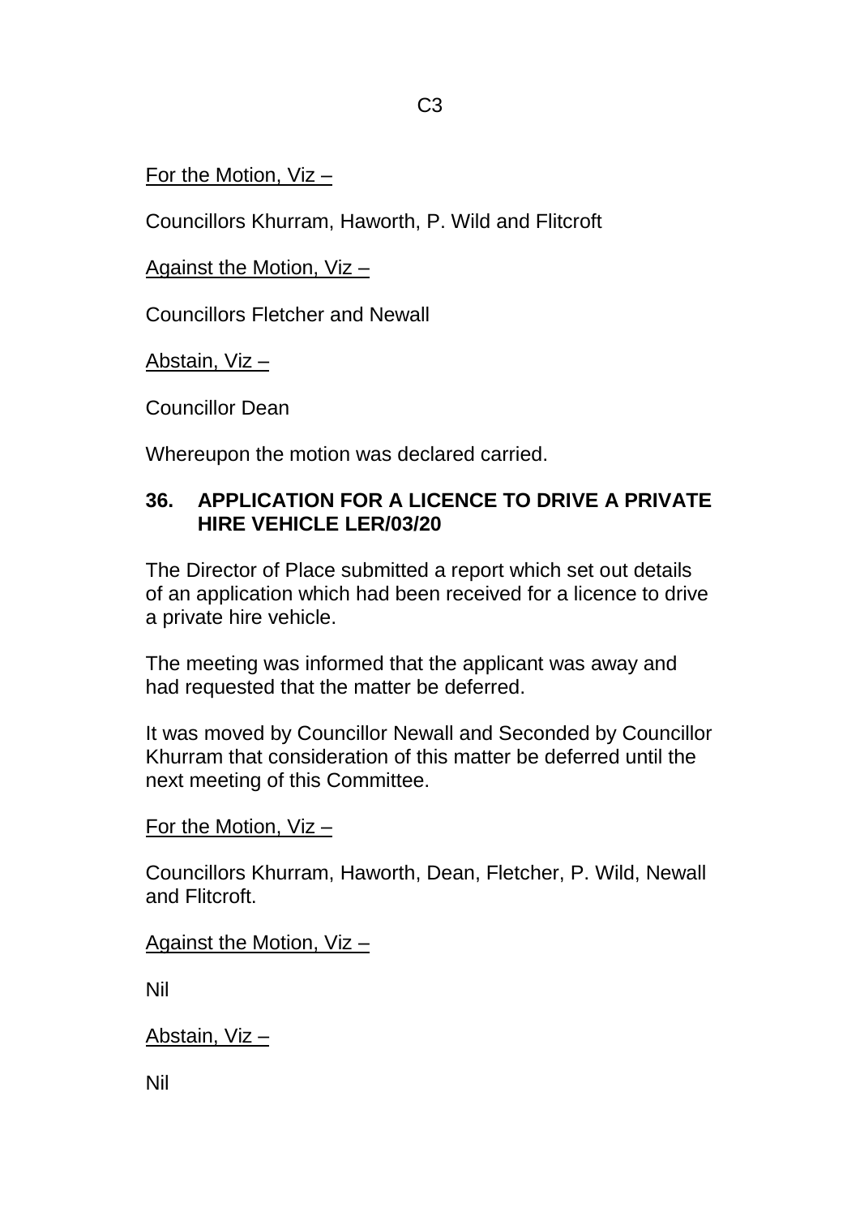For the Motion, Viz –

Councillors Khurram, Haworth, P. Wild and Flitcroft

Against the Motion, Viz –

Councillors Fletcher and Newall

Abstain, Viz –

Councillor Dean

Whereupon the motion was declared carried.

**36. APPLICATION FOR A LICENCE TO DRIVE A PRIVATE HIRE VEHICLE LER/03/20**

The Director of Place submitted a report which set out details of an application which had been received for a licence to drive a private hire vehicle.

The meeting was informed that the applicant was away and had requested that the matter be deferred.

It was moved by Councillor Newall and Seconded by Councillor Khurram that consideration of this matter be deferred until the next meeting of this Committee.

For the Motion, Viz –

Councillors Khurram, Haworth, Dean, Fletcher, P. Wild, Newall and Flitcroft.

Against the Motion, Viz –

Nil

Abstain, Viz –

Nil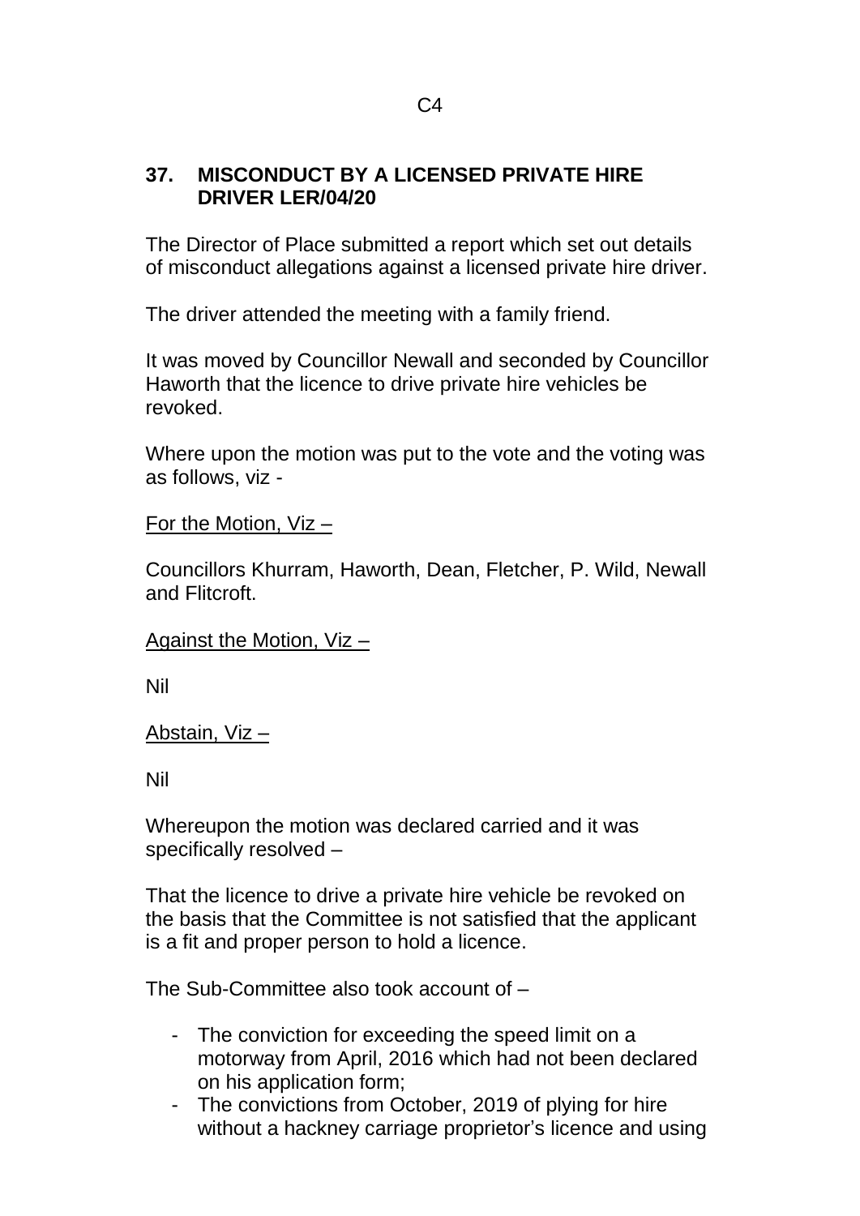## 37. MISCONDUCT BY A LICENSED PRIVATE HIRE DRIVER LER/04/20

The Director of Place submitted a report which set out details of misconduct allegations against a licensed private hire driver.

The driver attended the meeting with a family friend.

It was moved by Councillor Newall and seconded by Councillor Haworth that the licence to drive private hire vehicles be revoked.

Where upon the motion was put to the vote and the voting was as follows, viz -

For the Motion, Viz –

Councillors Khurram, Haworth, Dean, Fletcher, P. Wild, Newall and Flitcroft.

Against the Motion, Viz –

Nil

Abstain, Viz –

Nil

Whereupon the motion was declared carried and it was specifically resolved –

That the licence to drive a private hire vehicle be revoked on the basis that the Committee is not satisfied that the applicant is a fit and proper person to hold a licence.

The Sub-Committee also took account of –

- The conviction for exceeding the speed limit on a motorway from April, 2016 which had not been declared on his application form;
- The convictions from October, 2019 of plying for hire without a hackney carriage proprietor's licence and using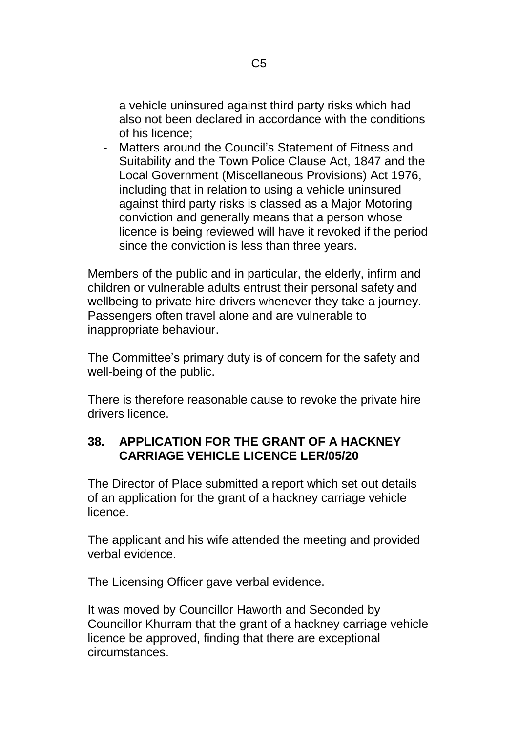a vehicle uninsured against third party risks which had also not been declared in accordance with the conditions of his licence;

- Matters around the Council's Statement of Fitness and Suitability and the Town Police Clause Act, 1847 and the Local Government (Miscellaneous Provisions) Act 1976, including that in relation to using a vehicle uninsured against third party risks is classed as a Major Motoring conviction and generally means that a person whose licence is being reviewed will have it revoked if the period since the conviction is less than three years.

Members of the public and in particular, the elderly, infirm and children or vulnerable adults entrust their personal safety and wellbeing to private hire drivers whenever they take a journey. Passengers often travel alone and are vulnerable to inappropriate behaviour.

The Committee's primary duty is of concern for the safety and well-being of the public.

There is therefore reasonable cause to revoke the private hire drivers licence.

## 38. APPLICATION FOR THE GRANT OF A HACKNEY CARRIAGE VEHICLE LICENCE LER/05/20

The Director of Place submitted a report which set out details of an application for the grant of a hackney carriage vehicle licence.

The applicant and his wife attended the meeting and provided verbal evidence.

The Licensing Officer gave verbal evidence.

It was moved by Councillor Haworth and Seconded by Councillor Khurram that the grant of a hackney carriage vehicle licence be approved, finding that there are exceptional circumstances.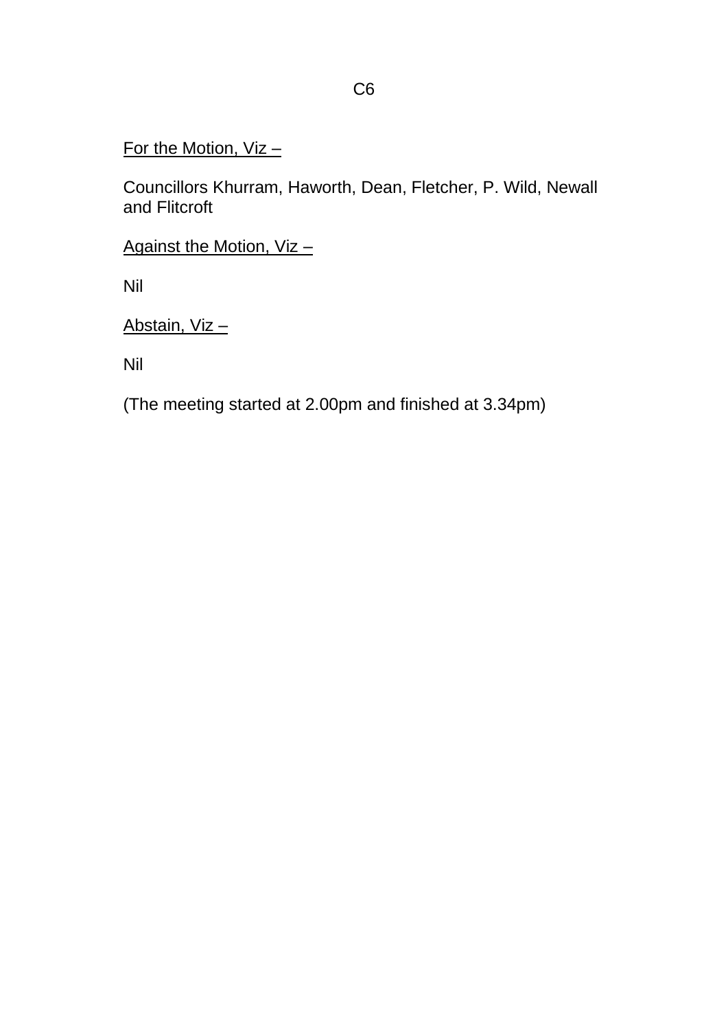For the Motion, Viz –

Councillors Khurram, Haworth, Dean, Fletcher, P. Wild, Newall and Flitcroft

Against the Motion, Viz –

Nil

Abstain, Viz –

Nil

(The meeting started at 2.00pm and finished at 3.34pm)